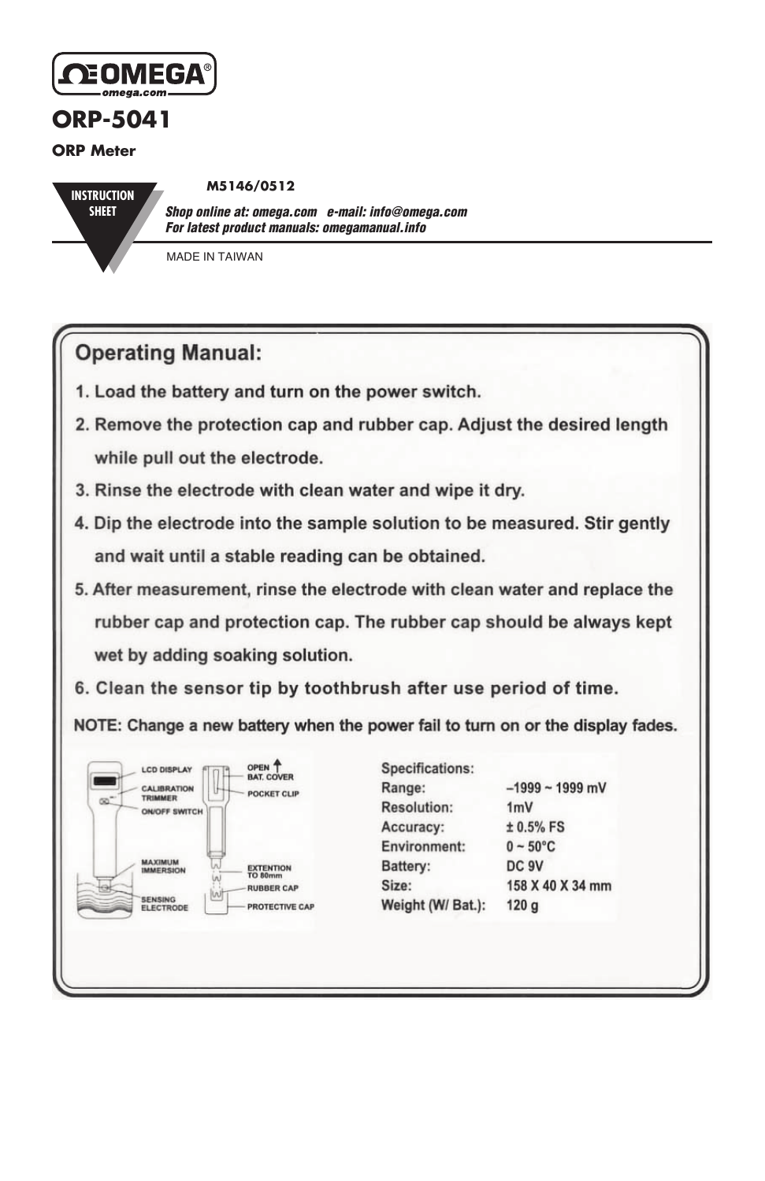# ORP-5041

## ORP Meter

INSTRUCTION SHEET

**M5146/0512**

***Shop online at: omega.com e-mail: info@omega.com***
***For latest product manuals: omegamanual.info***

MADE IN TAIWAN

## Operating Manual:

1. Load the battery and turn on the power switch.
2. Remove the protection cap and rubber cap. Adjust the desired length while pull out the electrode.
3. Rinse the electrode with clean water and wipe it dry.
4. Dip the electrode into the sample solution to be measured. Stir gently and wait until a stable reading can be obtained.
5. After measurement, rinse the electrode with clean water and replace the rubber cap and protection cap. The rubber cap should be always kept wet by adding soaking solution.
6. Clean the sensor tip by toothbrush after use period of time.

NOTE: Change a new battery when the power fail to turn on or the display fades.

LCD DISPLAY
CALIBRATION TRIMMER
ON/OFF SWITCH
MAXIMUM IMMERSION
SENSING ELECTRODE
OPEN BAT. COVER
POCKET CLIP
EXTENTION TO 80mm
RUBBER CAP
PROTECTIVE CAP

| Specifications: | |
|---|---|
| Range: | –1999 ~ 1999 mV |
| Resolution: | 1mV |
| Accuracy: | ± 0.5% FS |
| Environment: | 0 ~ 50°C |
| Battery: | DC 9V |
| Size: | 158 X 40 X 34 mm |
| Weight (W/ Bat.): | 120 g |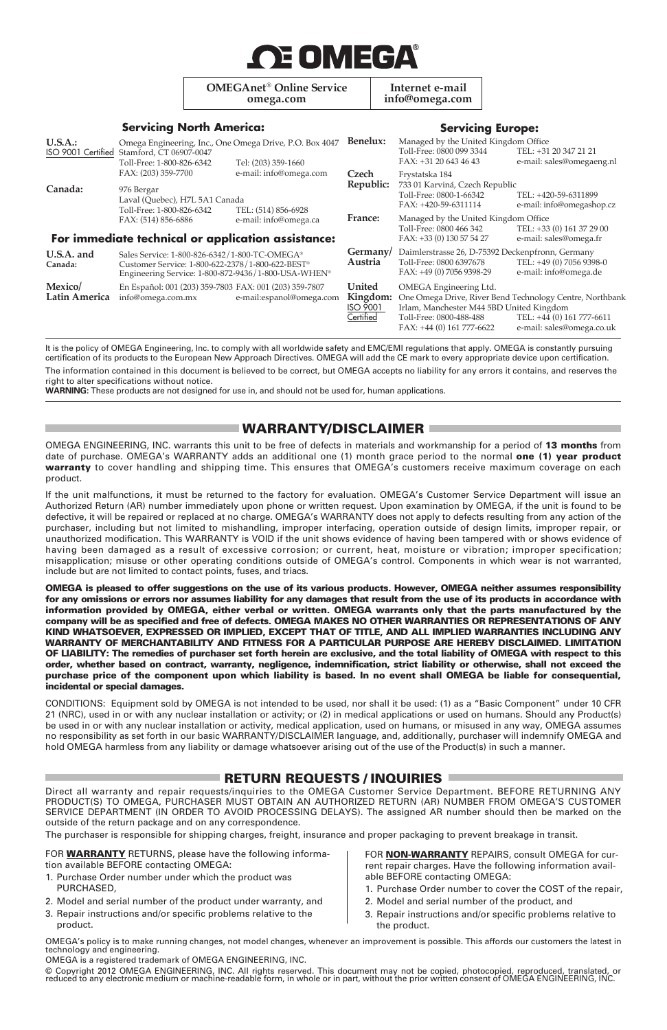# OMEGA®

| OMEGAnet® Online Service omega.com | Internet e-mail info@omega.com |
|---|---|

## Servicing North America:

**U.S.A.:**
ISO 9001 Certified
Omega Engineering, Inc., One Omega Drive, P.O. Box 4047
Stamford, CT 06907-0047
Toll-Free: 1-800-826-6342 Tel: (203) 359-1660
FAX: (203) 359-7700 e-mail: info@omega.com

**Canada:**
976 Bergar
Laval (Quebec), H7L 5A1 Canada
Toll-Free: 1-800-826-6342 TEL: (514) 856-6928
FAX: (514) 856-6886 e-mail: info@omega.ca

### For immediate technical or application assistance:

**U.S.A. and Canada:**
Sales Service: 1-800-826-6342/1-800-TC-OMEGA®
Customer Service: 1-800-622-2378/1-800-622-BEST®
Engineering Service: 1-800-872-9436/1-800-USA-WHEN®

**Mexico/ Latin America**
En Español: 001 (203) 359-7803 FAX: 001 (203) 359-7807
info@omega.com.mx e-mail:espanol@omega.com

## Servicing Europe:

**Benelux:**
Managed by the United Kingdom Office
Toll-Free: 0800 099 3344 TEL: +31 20 347 21 21
FAX: +31 20 643 46 43 e-mail: sales@omegaeng.nl

**Czech Republic:**
Frystatska 184
733 01 Karviná, Czech Republic
Toll-Free: 0800-1-66342 TEL: +420-59-6311899
FAX: +420-59-6311114 e-mail: info@omegashop.cz

**France:**
Managed by the United Kingdom Office
Toll-Free: 0800 466 342 TEL: +33 (0) 161 37 29 00
FAX: +33 (0) 130 57 54 27 e-mail: sales@omega.fr

**Germany/ Austria**
Daimlerstrasse 26, D-75392 Deckenpfronn, Germany
Toll-Free: 0800 6397678 TEL: +49 (0) 7056 9398-0
FAX: +49 (0) 7056 9398-29 e-mail: info@omega.de

**United Kingdom:**
ISO 9001 Certified
OMEGA Engineering Ltd.
One Omega Drive, River Bend Technology Centre, Northbank
Irlam, Manchester M44 5BD United Kingdom
Toll-Free: 0800-488-488 TEL: +44 (0) 161 777-6611
FAX: +44 (0) 161 777-6622 e-mail: sales@omega.co.uk

It is the policy of OMEGA Engineering, Inc. to comply with all worldwide safety and EMC/EMI regulations that apply. OMEGA is constantly pursuing certification of its products to the European New Approach Directives. OMEGA will add the CE mark to every appropriate device upon certification.

The information contained in this document is believed to be correct, but OMEGA accepts no liability for any errors it contains, and reserves the right to alter specifications without notice.

**WARNING:** These products are not designed for use in, and should not be used for, human applications.

## WARRANTY/DISCLAIMER

OMEGA ENGINEERING, INC. warrants this unit to be free of defects in materials and workmanship for a period of **13 months** from date of purchase. OMEGA's WARRANTY adds an additional one (1) month grace period to the normal **one (1) year product warranty** to cover handling and shipping time. This ensures that OMEGA's customers receive maximum coverage on each product.

If the unit malfunctions, it must be returned to the factory for evaluation. OMEGA's Customer Service Department will issue an Authorized Return (AR) number immediately upon phone or written request. Upon examination by OMEGA, if the unit is found to be defective, it will be repaired or replaced at no charge. OMEGA's WARRANTY does not apply to defects resulting from any action of the purchaser, including but not limited to mishandling, improper interfacing, operation outside of design limits, improper repair, or unauthorized modification. This WARRANTY is VOID if the unit shows evidence of having been tampered with or shows evidence of having been damaged as a result of excessive corrosion; or current, heat, moisture or vibration; improper specification; misapplication; misuse or other operating conditions outside of OMEGA's control. Components in which wear is not warranted, include but are not limited to contact points, fuses, and triacs.

**OMEGA is pleased to offer suggestions on the use of its various products. However, OMEGA neither assumes responsibility for any omissions or errors nor assumes liability for any damages that result from the use of its products in accordance with information provided by OMEGA, either verbal or written. OMEGA warrants only that the parts manufactured by the company will be as specified and free of defects. OMEGA MAKES NO OTHER WARRANTIES OR REPRESENTATIONS OF ANY KIND WHATSOEVER, EXPRESSED OR IMPLIED, EXCEPT THAT OF TITLE, AND ALL IMPLIED WARRANTIES INCLUDING ANY WARRANTY OF MERCHANTABILITY AND FITNESS FOR A PARTICULAR PURPOSE ARE HEREBY DISCLAIMED. LIMITATION OF LIABILITY: The remedies of purchaser set forth herein are exclusive, and the total liability of OMEGA with respect to this order, whether based on contract, warranty, negligence, indemnification, strict liability or otherwise, shall not exceed the purchase price of the component upon which liability is based. In no event shall OMEGA be liable for consequential, incidental or special damages.**

CONDITIONS: Equipment sold by OMEGA is not intended to be used, nor shall it be used: (1) as a "Basic Component" under 10 CFR 21 (NRC), used in or with any nuclear installation or activity; or (2) in medical applications or used on humans. Should any Product(s) be used in or with any nuclear installation or activity, medical application, used on humans, or misused in any way, OMEGA assumes no responsibility as set forth in our basic WARRANTY/DISCLAIMER language, and, additionally, purchaser will indemnify OMEGA and hold OMEGA harmless from any liability or damage whatsoever arising out of the use of the Product(s) in such a manner.

## RETURN REQUESTS / INQUIRIES

Direct all warranty and repair requests/inquiries to the OMEGA Customer Service Department. BEFORE RETURNING ANY PRODUCT(S) TO OMEGA, PURCHASER MUST OBTAIN AN AUTHORIZED RETURN (AR) NUMBER FROM OMEGA'S CUSTOMER SERVICE DEPARTMENT (IN ORDER TO AVOID PROCESSING DELAYS). The assigned AR number should then be marked on the outside of the return package and on any correspondence.

The purchaser is responsible for shipping charges, freight, insurance and proper packaging to prevent breakage in transit.

FOR **WARRANTY** RETURNS, please have the following information available BEFORE contacting OMEGA:

1. Purchase Order number under which the product was PURCHASED,
2. Model and serial number of the product under warranty, and
3. Repair instructions and/or specific problems relative to the product.

FOR **NON-WARRANTY** REPAIRS, consult OMEGA for current repair charges. Have the following information available BEFORE contacting OMEGA:

1. Purchase Order number to cover the COST of the repair,
2. Model and serial number of the product, and
3. Repair instructions and/or specific problems relative to the product.

OMEGA's policy is to make running changes, not model changes, whenever an improvement is possible. This affords our customers the latest in technology and engineering.

OMEGA is a registered trademark of OMEGA ENGINEERING, INC.

© Copyright 2012 OMEGA ENGINEERING, INC. All rights reserved. This document may not be copied, photocopied, reproduced, translated, or reduced to any electronic medium or machine-readable form, in whole or in part, without the prior written consent of OMEGA ENGINEERING, INC.